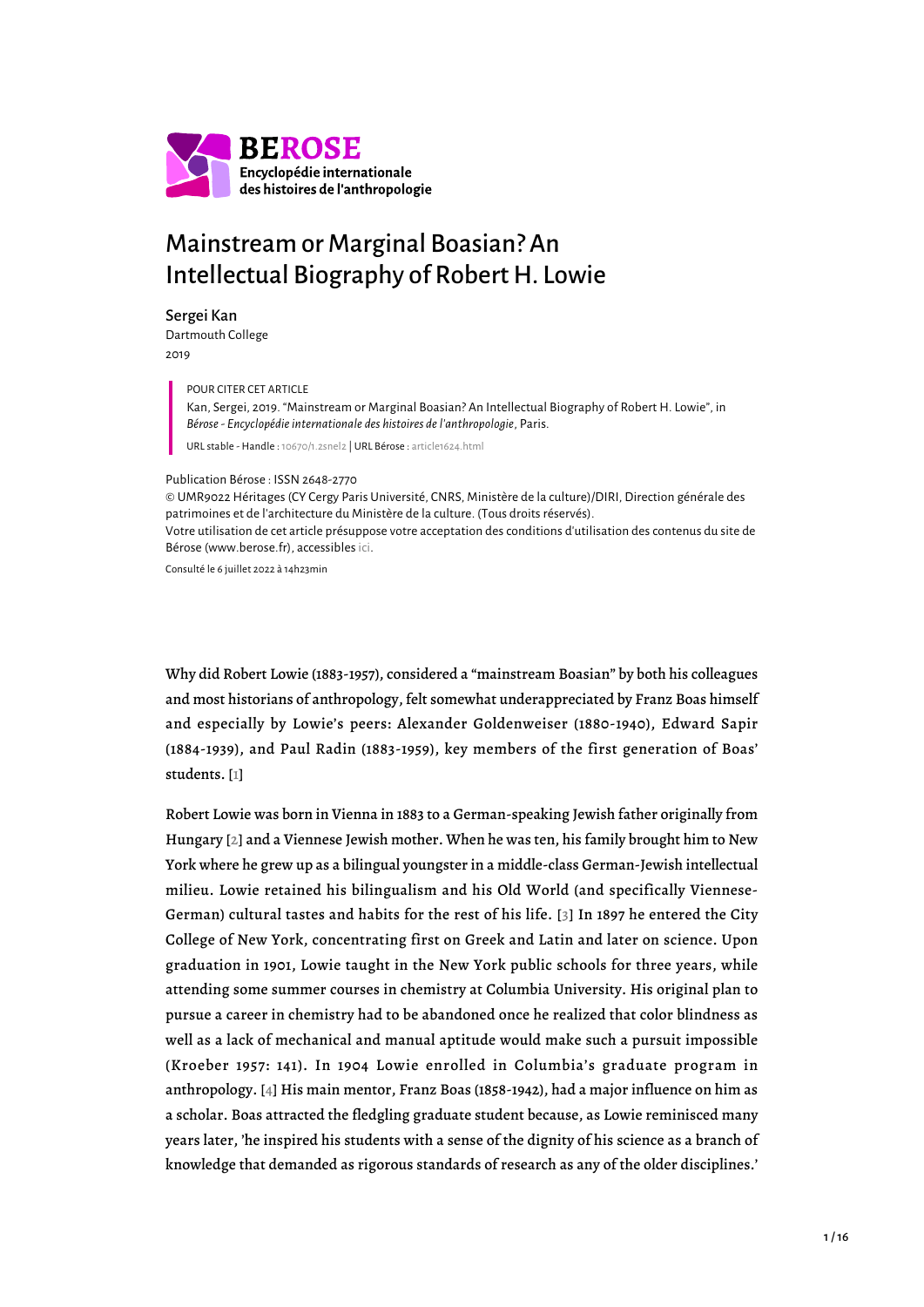**BEROSE**
**Encyclopédie internationale des histoires de l'anthropologie**

# Mainstream or Marginal Boasian? An Intellectual Biography of Robert H. Lowie

Sergei Kan
Dartmouth College
2019

> POUR CITER CET ARTICLE
> Kan, Sergei, 2019. "Mainstream or Marginal Boasian? An Intellectual Biography of Robert H. Lowie", in *Bérose - Encyclopédie internationale des histoires de l'anthropologie*, Paris.
> URL stable - Handle : 10670/1.2snel2 | URL Bérose : article1624.html

Publication Bérose : ISSN 2648-2770
© UMR9022 Héritages (CY Cergy Paris Université, CNRS, Ministère de la culture)/DIRI, Direction générale des patrimoines et de l'architecture du Ministère de la culture. (Tous droits réservés).
Votre utilisation de cet article présuppose votre acceptation des conditions d'utilisation des contenus du site de Bérose (www.berose.fr), accessibles ici.

Consulté le 6 juillet 2022 à 14h23min

Why did Robert Lowie (1883-1957), considered a "mainstream Boasian" by both his colleagues and most historians of anthropology, felt somewhat underappreciated by Franz Boas himself and especially by Lowie's peers: Alexander Goldenweiser (1880-1940), Edward Sapir (1884-1939), and Paul Radin (1883-1959), key members of the first generation of Boas' students. [1]

Robert Lowie was born in Vienna in 1883 to a German-speaking Jewish father originally from Hungary [2] and a Viennese Jewish mother. When he was ten, his family brought him to New York where he grew up as a bilingual youngster in a middle-class German-Jewish intellectual milieu. Lowie retained his bilingualism and his Old World (and specifically Viennese-German) cultural tastes and habits for the rest of his life. [3] In 1897 he entered the City College of New York, concentrating first on Greek and Latin and later on science. Upon graduation in 1901, Lowie taught in the New York public schools for three years, while attending some summer courses in chemistry at Columbia University. His original plan to pursue a career in chemistry had to be abandoned once he realized that color blindness as well as a lack of mechanical and manual aptitude would make such a pursuit impossible (Kroeber 1957: 141). In 1904 Lowie enrolled in Columbia's graduate program in anthropology. [4] His main mentor, Franz Boas (1858-1942), had a major influence on him as a scholar. Boas attracted the fledgling graduate student because, as Lowie reminisced many years later, 'he inspired his students with a sense of the dignity of his science as a branch of knowledge that demanded as rigorous standards of research as any of the older disciplines.'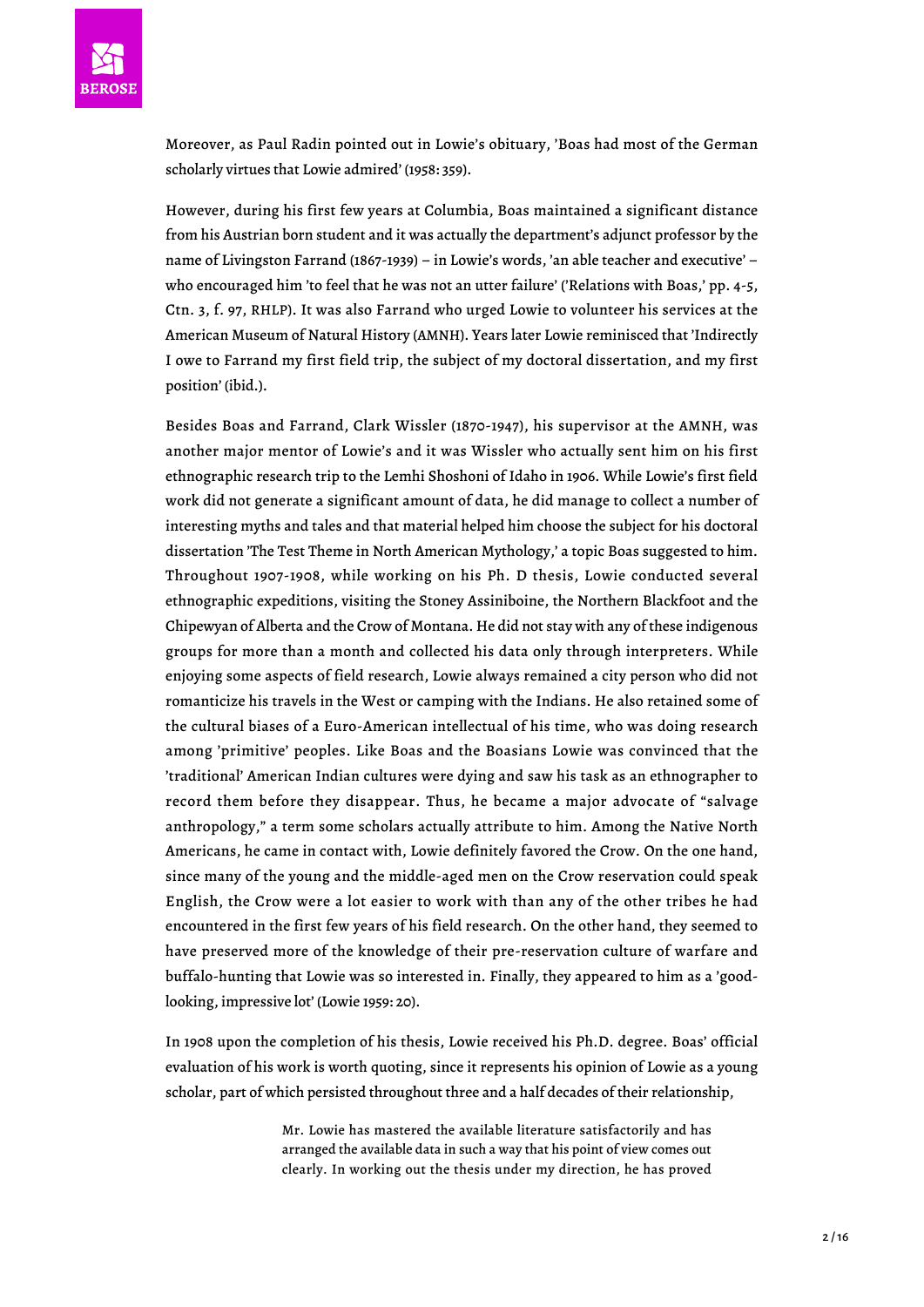Moreover, as Paul Radin pointed out in Lowie's obituary, 'Boas had most of the German scholarly virtues that Lowie admired' (1958: 359).

However, during his first few years at Columbia, Boas maintained a significant distance from his Austrian born student and it was actually the department's adjunct professor by the name of Livingston Farrand (1867-1939) – in Lowie's words, 'an able teacher and executive' – who encouraged him 'to feel that he was not an utter failure' ('Relations with Boas,' pp. 4-5, Ctn. 3, f. 97, RHLP). It was also Farrand who urged Lowie to volunteer his services at the American Museum of Natural History (AMNH). Years later Lowie reminisced that 'Indirectly I owe to Farrand my first field trip, the subject of my doctoral dissertation, and my first position' (ibid.).

Besides Boas and Farrand, Clark Wissler (1870-1947), his supervisor at the AMNH, was another major mentor of Lowie's and it was Wissler who actually sent him on his first ethnographic research trip to the Lemhi Shoshoni of Idaho in 1906. While Lowie's first field work did not generate a significant amount of data, he did manage to collect a number of interesting myths and tales and that material helped him choose the subject for his doctoral dissertation 'The Test Theme in North American Mythology,' a topic Boas suggested to him. Throughout 1907-1908, while working on his Ph. D thesis, Lowie conducted several ethnographic expeditions, visiting the Stoney Assiniboine, the Northern Blackfoot and the Chipewyan of Alberta and the Crow of Montana. He did not stay with any of these indigenous groups for more than a month and collected his data only through interpreters. While enjoying some aspects of field research, Lowie always remained a city person who did not romanticize his travels in the West or camping with the Indians. He also retained some of the cultural biases of a Euro-American intellectual of his time, who was doing research among 'primitive' peoples. Like Boas and the Boasians Lowie was convinced that the 'traditional' American Indian cultures were dying and saw his task as an ethnographer to record them before they disappear. Thus, he became a major advocate of "salvage anthropology," a term some scholars actually attribute to him. Among the Native North Americans, he came in contact with, Lowie definitely favored the Crow. On the one hand, since many of the young and the middle-aged men on the Crow reservation could speak English, the Crow were a lot easier to work with than any of the other tribes he had encountered in the first few years of his field research. On the other hand, they seemed to have preserved more of the knowledge of their pre-reservation culture of warfare and buffalo-hunting that Lowie was so interested in. Finally, they appeared to him as a 'good-looking, impressive lot' (Lowie 1959: 20).

In 1908 upon the completion of his thesis, Lowie received his Ph.D. degree. Boas' official evaluation of his work is worth quoting, since it represents his opinion of Lowie as a young scholar, part of which persisted throughout three and a half decades of their relationship,

> Mr. Lowie has mastered the available literature satisfactorily and has arranged the available data in such a way that his point of view comes out clearly. In working out the thesis under my direction, he has proved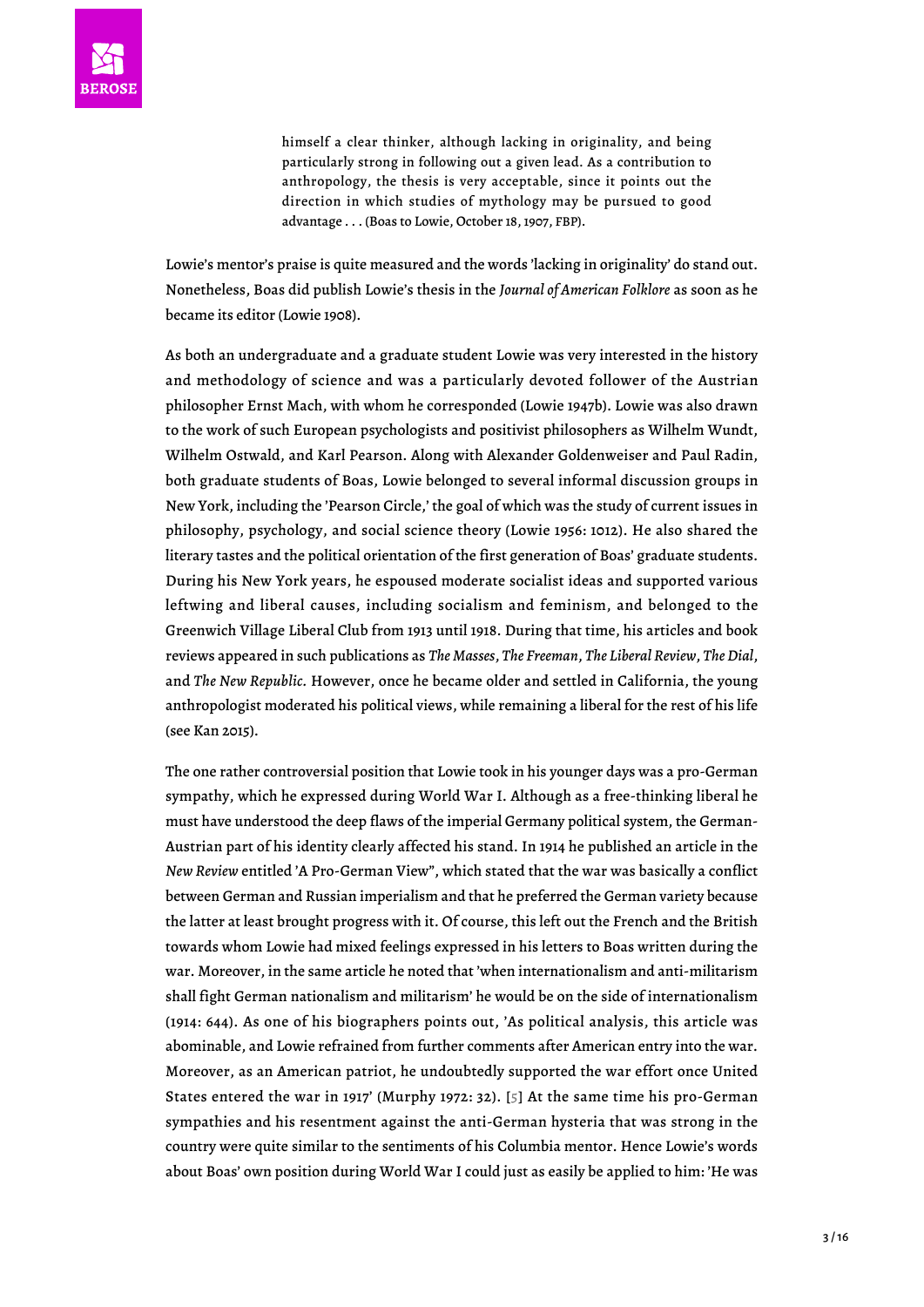> himself a clear thinker, although lacking in originality, and being particularly strong in following out a given lead. As a contribution to anthropology, the thesis is very acceptable, since it points out the direction in which studies of mythology may be pursued to good advantage . . . (Boas to Lowie, October 18, 1907, FBP).

Lowie's mentor's praise is quite measured and the words 'lacking in originality' do stand out. Nonetheless, Boas did publish Lowie's thesis in the *Journal of American Folklore* as soon as he became its editor (Lowie 1908).

As both an undergraduate and a graduate student Lowie was very interested in the history and methodology of science and was a particularly devoted follower of the Austrian philosopher Ernst Mach, with whom he corresponded (Lowie 1947b). Lowie was also drawn to the work of such European psychologists and positivist philosophers as Wilhelm Wundt, Wilhelm Ostwald, and Karl Pearson. Along with Alexander Goldenweiser and Paul Radin, both graduate students of Boas, Lowie belonged to several informal discussion groups in New York, including the 'Pearson Circle,' the goal of which was the study of current issues in philosophy, psychology, and social science theory (Lowie 1956: 1012). He also shared the literary tastes and the political orientation of the first generation of Boas' graduate students. During his New York years, he espoused moderate socialist ideas and supported various leftwing and liberal causes, including socialism and feminism, and belonged to the Greenwich Village Liberal Club from 1913 until 1918. During that time, his articles and book reviews appeared in such publications as *The Masses*, *The Freeman*, *The Liberal Review*, *The Dial*, and *The New Republic*. However, once he became older and settled in California, the young anthropologist moderated his political views, while remaining a liberal for the rest of his life (see Kan 2015).

The one rather controversial position that Lowie took in his younger days was a pro-German sympathy, which he expressed during World War I. Although as a free-thinking liberal he must have understood the deep flaws of the imperial Germany political system, the German-Austrian part of his identity clearly affected his stand. In 1914 he published an article in the *New Review* entitled 'A Pro-German View", which stated that the war was basically a conflict between German and Russian imperialism and that he preferred the German variety because the latter at least brought progress with it. Of course, this left out the French and the British towards whom Lowie had mixed feelings expressed in his letters to Boas written during the war. Moreover, in the same article he noted that 'when internationalism and anti-militarism shall fight German nationalism and militarism' he would be on the side of internationalism (1914: 644). As one of his biographers points out, 'As political analysis, this article was abominable, and Lowie refrained from further comments after American entry into the war. Moreover, as an American patriot, he undoubtedly supported the war effort once United States entered the war in 1917' (Murphy 1972: 32). [5] At the same time his pro-German sympathies and his resentment against the anti-German hysteria that was strong in the country were quite similar to the sentiments of his Columbia mentor. Hence Lowie's words about Boas' own position during World War I could just as easily be applied to him: 'He was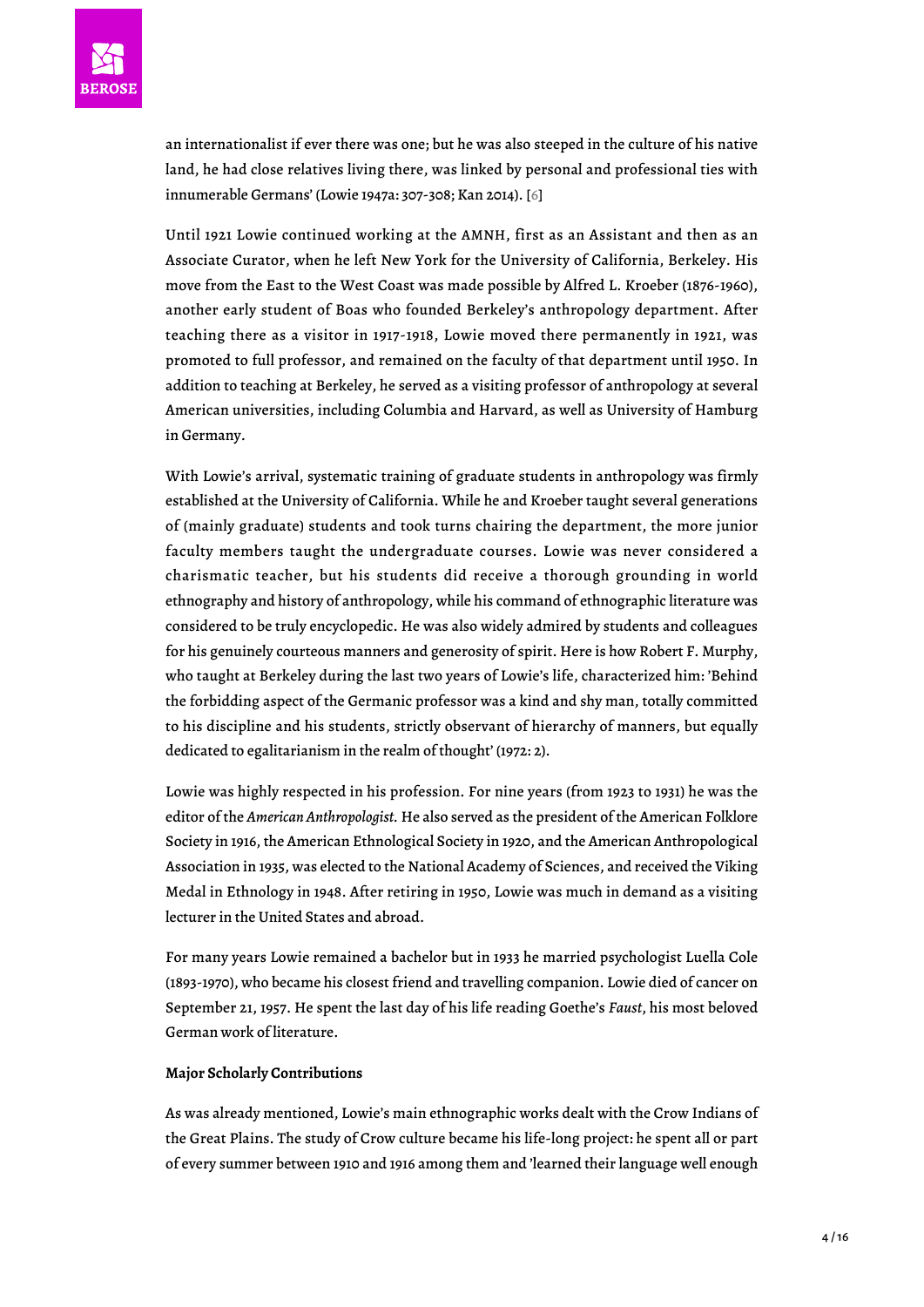an internationalist if ever there was one; but he was also steeped in the culture of his native land, he had close relatives living there, was linked by personal and professional ties with innumerable Germans' (Lowie 1947a: 307-308; Kan 2014). [6]

Until 1921 Lowie continued working at the AMNH, first as an Assistant and then as an Associate Curator, when he left New York for the University of California, Berkeley. His move from the East to the West Coast was made possible by Alfred L. Kroeber (1876-1960), another early student of Boas who founded Berkeley's anthropology department. After teaching there as a visitor in 1917-1918, Lowie moved there permanently in 1921, was promoted to full professor, and remained on the faculty of that department until 1950. In addition to teaching at Berkeley, he served as a visiting professor of anthropology at several American universities, including Columbia and Harvard, as well as University of Hamburg in Germany.

With Lowie's arrival, systematic training of graduate students in anthropology was firmly established at the University of California. While he and Kroeber taught several generations of (mainly graduate) students and took turns chairing the department, the more junior faculty members taught the undergraduate courses. Lowie was never considered a charismatic teacher, but his students did receive a thorough grounding in world ethnography and history of anthropology, while his command of ethnographic literature was considered to be truly encyclopedic. He was also widely admired by students and colleagues for his genuinely courteous manners and generosity of spirit. Here is how Robert F. Murphy, who taught at Berkeley during the last two years of Lowie's life, characterized him: 'Behind the forbidding aspect of the Germanic professor was a kind and shy man, totally committed to his discipline and his students, strictly observant of hierarchy of manners, but equally dedicated to egalitarianism in the realm of thought' (1972: 2).

Lowie was highly respected in his profession. For nine years (from 1923 to 1931) he was the editor of the *American Anthropologist.* He also served as the president of the American Folklore Society in 1916, the American Ethnological Society in 1920, and the American Anthropological Association in 1935, was elected to the National Academy of Sciences, and received the Viking Medal in Ethnology in 1948. After retiring in 1950, Lowie was much in demand as a visiting lecturer in the United States and abroad.

For many years Lowie remained a bachelor but in 1933 he married psychologist Luella Cole (1893-1970), who became his closest friend and travelling companion. Lowie died of cancer on September 21, 1957. He spent the last day of his life reading Goethe's *Faust*, his most beloved German work of literature.

**Major Scholarly Contributions**

As was already mentioned, Lowie's main ethnographic works dealt with the Crow Indians of the Great Plains. The study of Crow culture became his life-long project: he spent all or part of every summer between 1910 and 1916 among them and 'learned their language well enough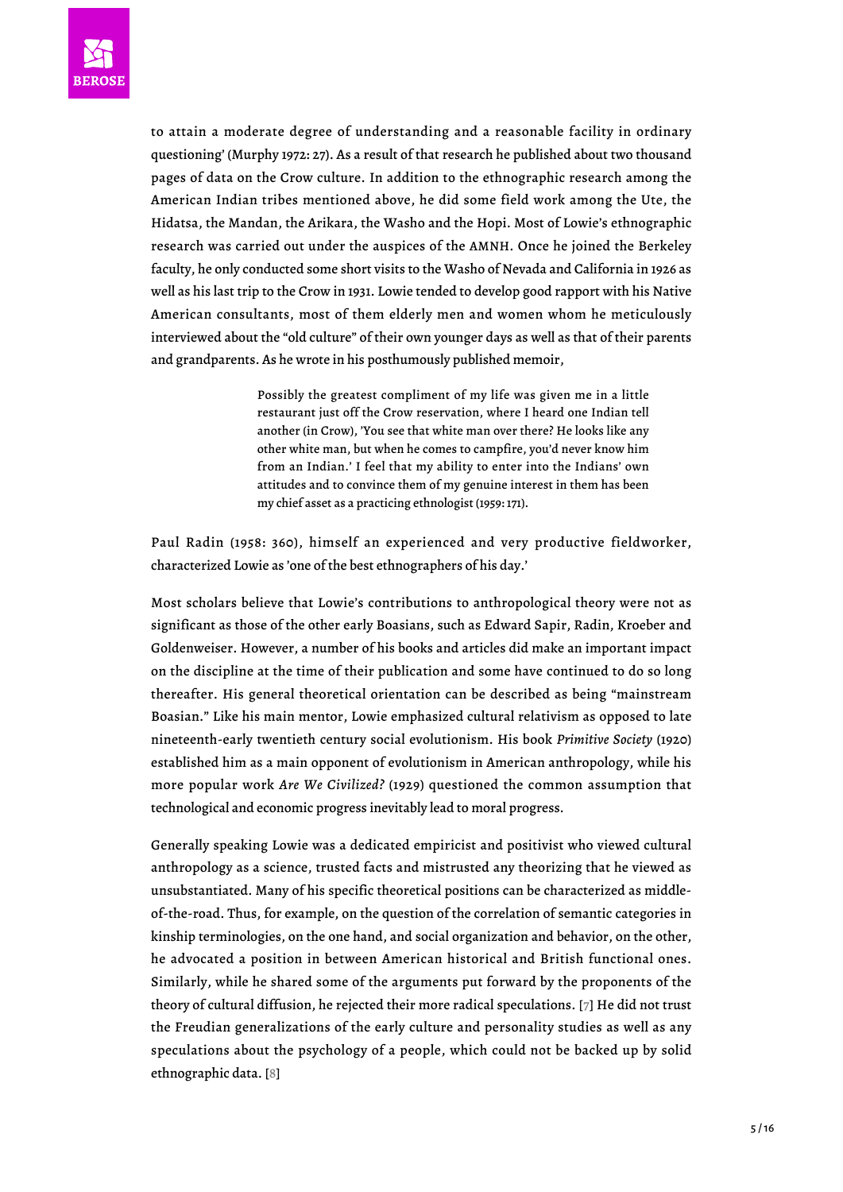to attain a moderate degree of understanding and a reasonable facility in ordinary questioning' (Murphy 1972: 27). As a result of that research he published about two thousand pages of data on the Crow culture. In addition to the ethnographic research among the American Indian tribes mentioned above, he did some field work among the Ute, the Hidatsa, the Mandan, the Arikara, the Washo and the Hopi. Most of Lowie's ethnographic research was carried out under the auspices of the AMNH. Once he joined the Berkeley faculty, he only conducted some short visits to the Washo of Nevada and California in 1926 as well as his last trip to the Crow in 1931. Lowie tended to develop good rapport with his Native American consultants, most of them elderly men and women whom he meticulously interviewed about the "old culture" of their own younger days as well as that of their parents and grandparents. As he wrote in his posthumously published memoir,

> Possibly the greatest compliment of my life was given me in a little restaurant just off the Crow reservation, where I heard one Indian tell another (in Crow), 'You see that white man over there? He looks like any other white man, but when he comes to campfire, you'd never know him from an Indian.' I feel that my ability to enter into the Indians' own attitudes and to convince them of my genuine interest in them has been my chief asset as a practicing ethnologist (1959: 171).

Paul Radin (1958: 360), himself an experienced and very productive fieldworker, characterized Lowie as 'one of the best ethnographers of his day.'

Most scholars believe that Lowie's contributions to anthropological theory were not as significant as those of the other early Boasians, such as Edward Sapir, Radin, Kroeber and Goldenweiser. However, a number of his books and articles did make an important impact on the discipline at the time of their publication and some have continued to do so long thereafter. His general theoretical orientation can be described as being "mainstream Boasian." Like his main mentor, Lowie emphasized cultural relativism as opposed to late nineteenth-early twentieth century social evolutionism. His book *Primitive Society* (1920) established him as a main opponent of evolutionism in American anthropology, while his more popular work *Are We Civilized?* (1929) questioned the common assumption that technological and economic progress inevitably lead to moral progress.

Generally speaking Lowie was a dedicated empiricist and positivist who viewed cultural anthropology as a science, trusted facts and mistrusted any theorizing that he viewed as unsubstantiated. Many of his specific theoretical positions can be characterized as middle-of-the-road. Thus, for example, on the question of the correlation of semantic categories in kinship terminologies, on the one hand, and social organization and behavior, on the other, he advocated a position in between American historical and British functional ones. Similarly, while he shared some of the arguments put forward by the proponents of the theory of cultural diffusion, he rejected their more radical speculations. [7] He did not trust the Freudian generalizations of the early culture and personality studies as well as any speculations about the psychology of a people, which could not be backed up by solid ethnographic data. [8]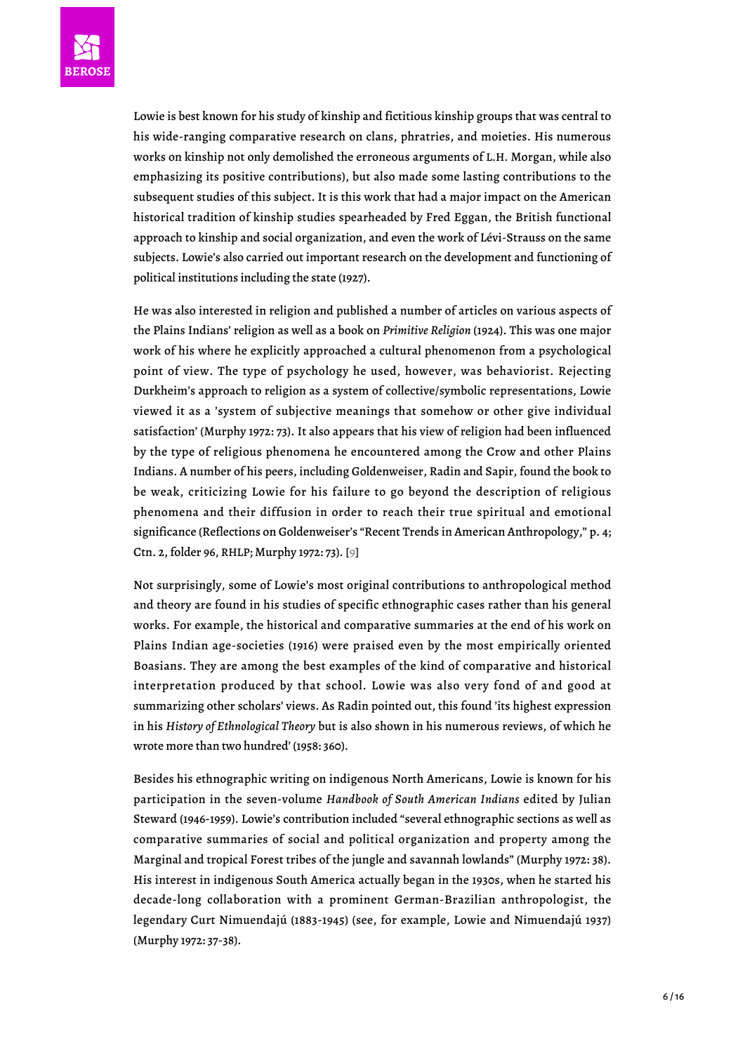Lowie is best known for his study of kinship and fictitious kinship groups that was central to his wide-ranging comparative research on clans, phratries, and moieties. His numerous works on kinship not only demolished the erroneous arguments of L.H. Morgan, while also emphasizing its positive contributions), but also made some lasting contributions to the subsequent studies of this subject. It is this work that had a major impact on the American historical tradition of kinship studies spearheaded by Fred Eggan, the British functional approach to kinship and social organization, and even the work of Lévi-Strauss on the same subjects. Lowie's also carried out important research on the development and functioning of political institutions including the state (1927).

He was also interested in religion and published a number of articles on various aspects of the Plains Indians' religion as well as a book on *Primitive Religion* (1924). This was one major work of his where he explicitly approached a cultural phenomenon from a psychological point of view. The type of psychology he used, however, was behaviorist. Rejecting Durkheim's approach to religion as a system of collective/symbolic representations, Lowie viewed it as a 'system of subjective meanings that somehow or other give individual satisfaction' (Murphy 1972: 73). It also appears that his view of religion had been influenced by the type of religious phenomena he encountered among the Crow and other Plains Indians. A number of his peers, including Goldenweiser, Radin and Sapir, found the book to be weak, criticizing Lowie for his failure to go beyond the description of religious phenomena and their diffusion in order to reach their true spiritual and emotional significance (Reflections on Goldenweiser's "Recent Trends in American Anthropology," p. 4; Ctn. 2, folder 96, RHLP; Murphy 1972: 73). [9]

Not surprisingly, some of Lowie's most original contributions to anthropological method and theory are found in his studies of specific ethnographic cases rather than his general works. For example, the historical and comparative summaries at the end of his work on Plains Indian age-societies (1916) were praised even by the most empirically oriented Boasians. They are among the best examples of the kind of comparative and historical interpretation produced by that school. Lowie was also very fond of and good at summarizing other scholars' views. As Radin pointed out, this found 'its highest expression in his *History of Ethnological Theory* but is also shown in his numerous reviews, of which he wrote more than two hundred' (1958: 360).

Besides his ethnographic writing on indigenous North Americans, Lowie is known for his participation in the seven-volume *Handbook of South American Indians* edited by Julian Steward (1946-1959). Lowie's contribution included "several ethnographic sections as well as comparative summaries of social and political organization and property among the Marginal and tropical Forest tribes of the jungle and savannah lowlands" (Murphy 1972: 38). His interest in indigenous South America actually began in the 1930s, when he started his decade-long collaboration with a prominent German-Brazilian anthropologist, the legendary Curt Nimuendajú (1883-1945) (see, for example, Lowie and Nimuendajú 1937) (Murphy 1972: 37-38).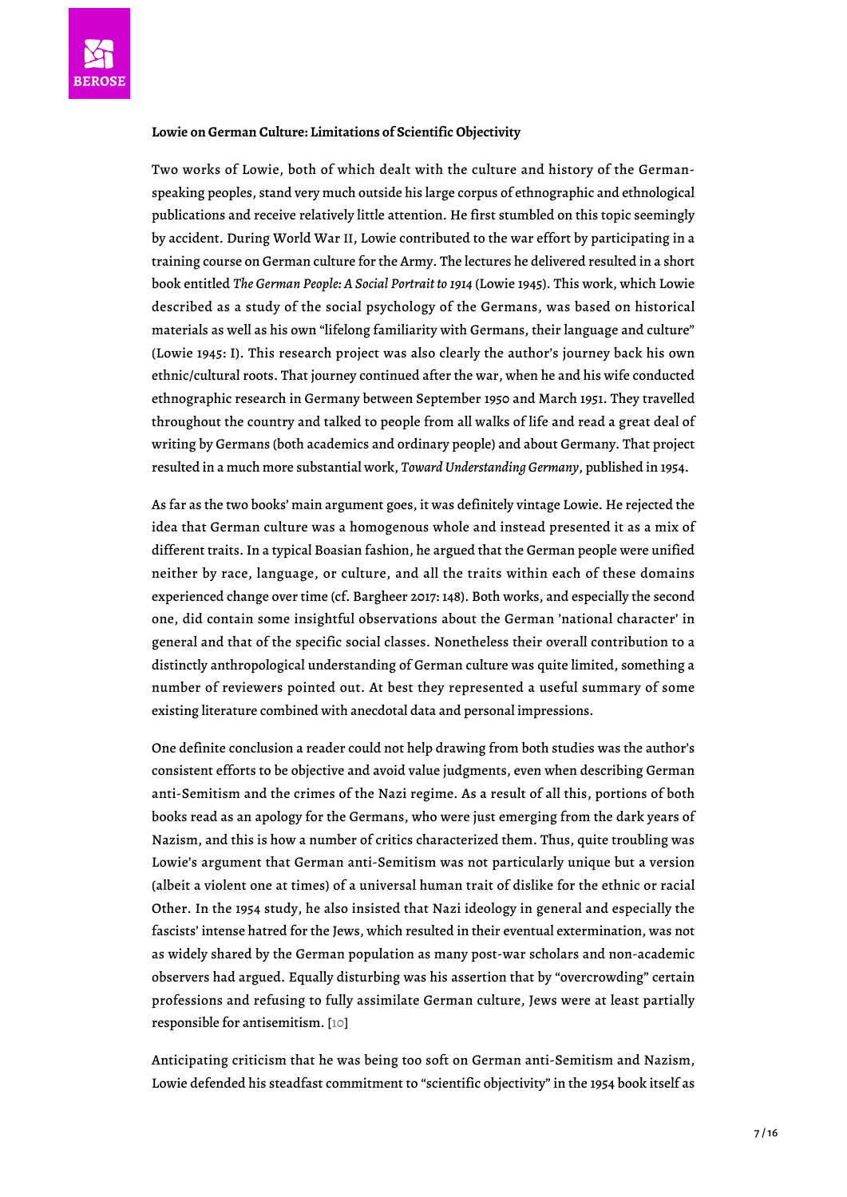**Lowie on German Culture: Limitations of Scientific Objectivity**

Two works of Lowie, both of which dealt with the culture and history of the German-speaking peoples, stand very much outside his large corpus of ethnographic and ethnological publications and receive relatively little attention. He first stumbled on this topic seemingly by accident. During World War II, Lowie contributed to the war effort by participating in a training course on German culture for the Army. The lectures he delivered resulted in a short book entitled *The German People: A Social Portrait to 1914* (Lowie 1945). This work, which Lowie described as a study of the social psychology of the Germans, was based on historical materials as well as his own "lifelong familiarity with Germans, their language and culture" (Lowie 1945: I). This research project was also clearly the author's journey back his own ethnic/cultural roots. That journey continued after the war, when he and his wife conducted ethnographic research in Germany between September 1950 and March 1951. They travelled throughout the country and talked to people from all walks of life and read a great deal of writing by Germans (both academics and ordinary people) and about Germany. That project resulted in a much more substantial work, *Toward Understanding Germany*, published in 1954.

As far as the two books' main argument goes, it was definitely vintage Lowie. He rejected the idea that German culture was a homogenous whole and instead presented it as a mix of different traits. In a typical Boasian fashion, he argued that the German people were unified neither by race, language, or culture, and all the traits within each of these domains experienced change over time (cf. Bargheer 2017: 148). Both works, and especially the second one, did contain some insightful observations about the German 'national character' in general and that of the specific social classes. Nonetheless their overall contribution to a distinctly anthropological understanding of German culture was quite limited, something a number of reviewers pointed out. At best they represented a useful summary of some existing literature combined with anecdotal data and personal impressions.

One definite conclusion a reader could not help drawing from both studies was the author's consistent efforts to be objective and avoid value judgments, even when describing German anti-Semitism and the crimes of the Nazi regime. As a result of all this, portions of both books read as an apology for the Germans, who were just emerging from the dark years of Nazism, and this is how a number of critics characterized them. Thus, quite troubling was Lowie's argument that German anti-Semitism was not particularly unique but a version (albeit a violent one at times) of a universal human trait of dislike for the ethnic or racial Other. In the 1954 study, he also insisted that Nazi ideology in general and especially the fascists' intense hatred for the Jews, which resulted in their eventual extermination, was not as widely shared by the German population as many post-war scholars and non-academic observers had argued. Equally disturbing was his assertion that by "overcrowding" certain professions and refusing to fully assimilate German culture, Jews were at least partially responsible for antisemitism. [10]

Anticipating criticism that he was being too soft on German anti-Semitism and Nazism, Lowie defended his steadfast commitment to "scientific objectivity" in the 1954 book itself as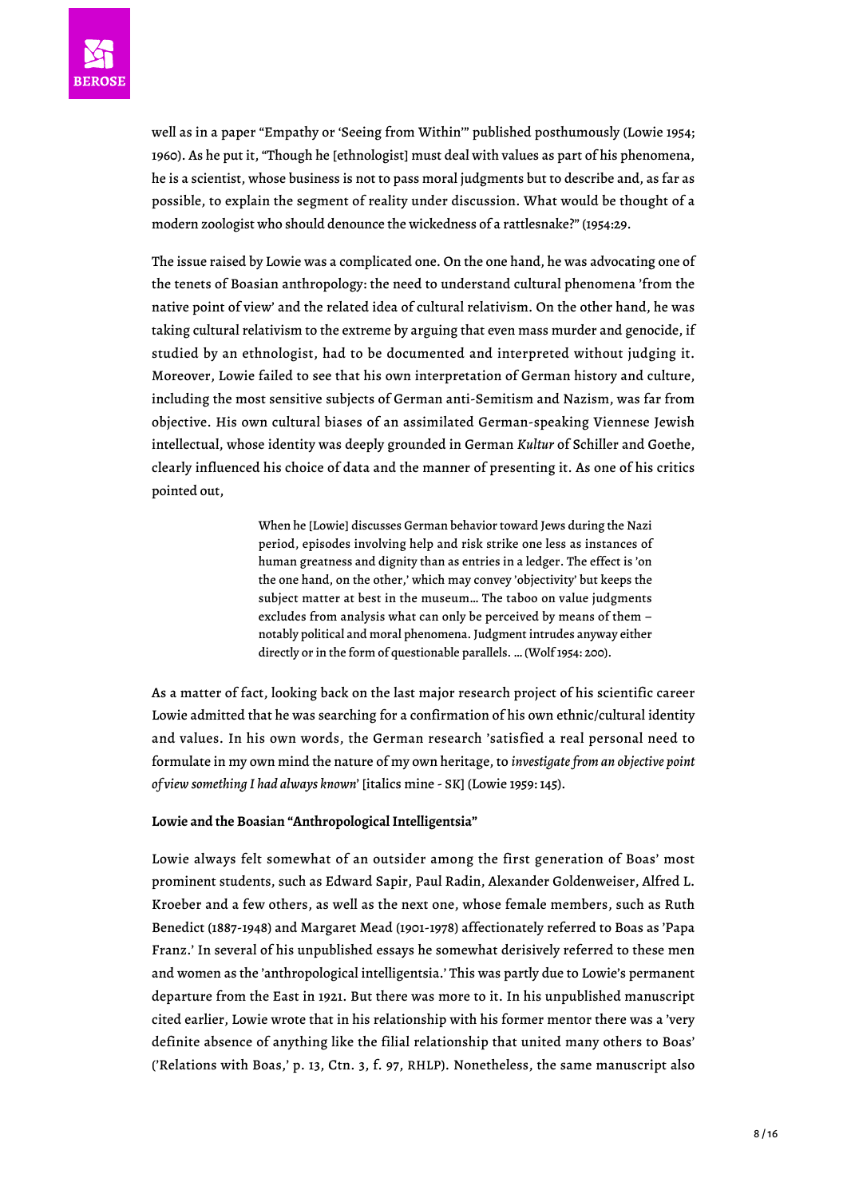well as in a paper "Empathy or 'Seeing from Within'" published posthumously (Lowie 1954; 1960). As he put it, "Though he [ethnologist] must deal with values as part of his phenomena, he is a scientist, whose business is not to pass moral judgments but to describe and, as far as possible, to explain the segment of reality under discussion. What would be thought of a modern zoologist who should denounce the wickedness of a rattlesnake?" (1954:29.

The issue raised by Lowie was a complicated one. On the one hand, he was advocating one of the tenets of Boasian anthropology: the need to understand cultural phenomena 'from the native point of view' and the related idea of cultural relativism. On the other hand, he was taking cultural relativism to the extreme by arguing that even mass murder and genocide, if studied by an ethnologist, had to be documented and interpreted without judging it. Moreover, Lowie failed to see that his own interpretation of German history and culture, including the most sensitive subjects of German anti-Semitism and Nazism, was far from objective. His own cultural biases of an assimilated German-speaking Viennese Jewish intellectual, whose identity was deeply grounded in German *Kultur* of Schiller and Goethe, clearly influenced his choice of data and the manner of presenting it. As one of his critics pointed out,

> When he [Lowie] discusses German behavior toward Jews during the Nazi period, episodes involving help and risk strike one less as instances of human greatness and dignity than as entries in a ledger. The effect is 'on the one hand, on the other,' which may convey 'objectivity' but keeps the subject matter at best in the museum… The taboo on value judgments excludes from analysis what can only be perceived by means of them – notably political and moral phenomena. Judgment intrudes anyway either directly or in the form of questionable parallels. … (Wolf 1954: 200).

As a matter of fact, looking back on the last major research project of his scientific career Lowie admitted that he was searching for a confirmation of his own ethnic/cultural identity and values. In his own words, the German research 'satisfied a real personal need to formulate in my own mind the nature of my own heritage, to *investigate from an objective point of view something I had always known*' [italics mine - SK] (Lowie 1959: 145).

**Lowie and the Boasian "Anthropological Intelligentsia"**

Lowie always felt somewhat of an outsider among the first generation of Boas' most prominent students, such as Edward Sapir, Paul Radin, Alexander Goldenweiser, Alfred L. Kroeber and a few others, as well as the next one, whose female members, such as Ruth Benedict (1887-1948) and Margaret Mead (1901-1978) affectionately referred to Boas as 'Papa Franz.' In several of his unpublished essays he somewhat derisively referred to these men and women as the 'anthropological intelligentsia.' This was partly due to Lowie's permanent departure from the East in 1921. But there was more to it. In his unpublished manuscript cited earlier, Lowie wrote that in his relationship with his former mentor there was a 'very definite absence of anything like the filial relationship that united many others to Boas' ('Relations with Boas,' p. 13, Ctn. 3, f. 97, RHLP). Nonetheless, the same manuscript also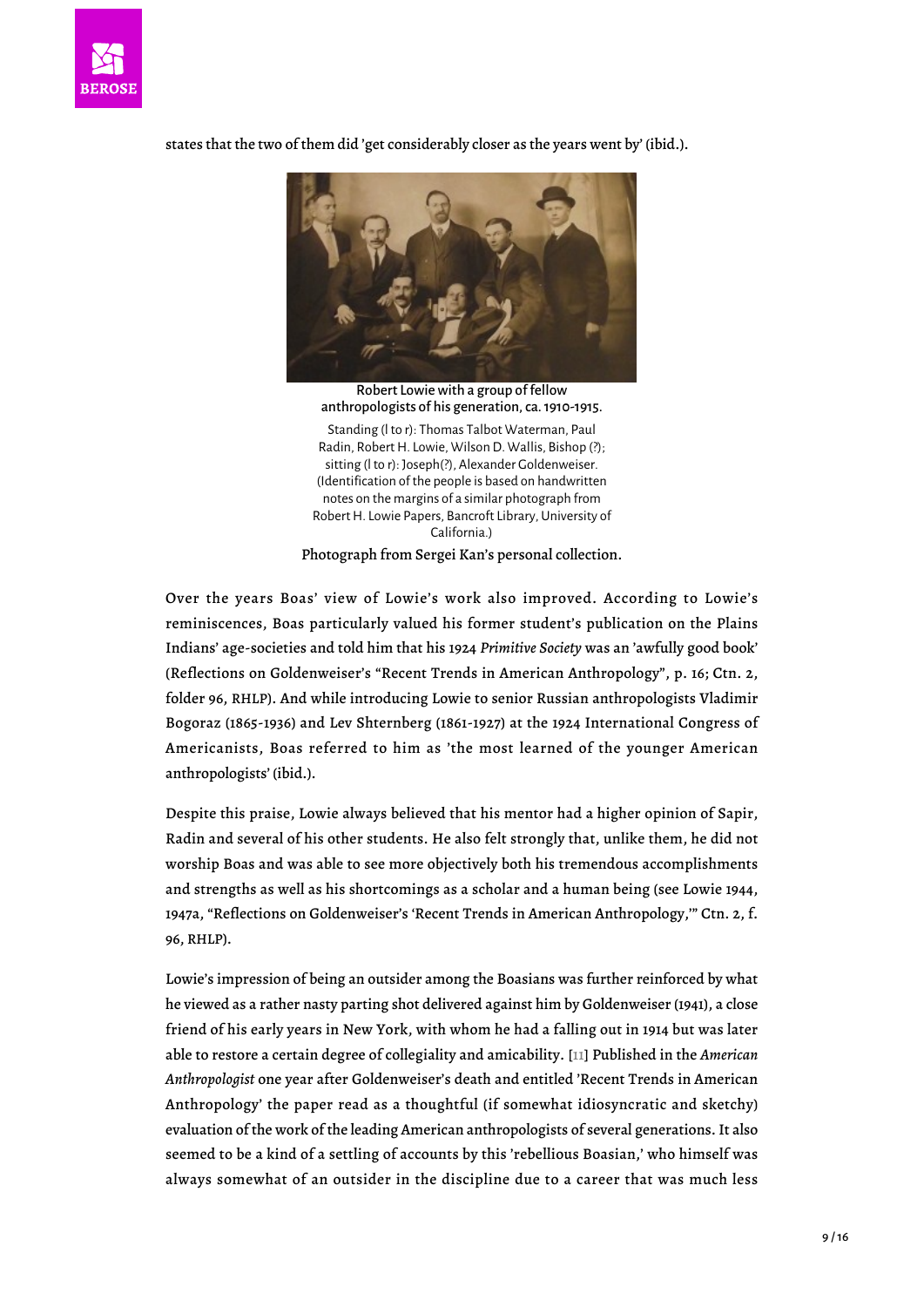states that the two of them did 'get considerably closer as the years went by' (ibid.).

Robert Lowie with a group of fellow anthropologists of his generation, ca. 1910-1915.

Standing (l to r): Thomas Talbot Waterman, Paul Radin, Robert H. Lowie, Wilson D. Wallis, Bishop (?); sitting (l to r): Joseph(?), Alexander Goldenweiser. (Identification of the people is based on handwritten notes on the margins of a similar photograph from Robert H. Lowie Papers, Bancroft Library, University of California.)

Photograph from Sergei Kan's personal collection.

Over the years Boas' view of Lowie's work also improved. According to Lowie's reminiscences, Boas particularly valued his former student's publication on the Plains Indians' age-societies and told him that his 1924 *Primitive Society* was an 'awfully good book' (Reflections on Goldenweiser's "Recent Trends in American Anthropology", p. 16; Ctn. 2, folder 96, RHLP). And while introducing Lowie to senior Russian anthropologists Vladimir Bogoraz (1865-1936) and Lev Shternberg (1861-1927) at the 1924 International Congress of Americanists, Boas referred to him as 'the most learned of the younger American anthropologists' (ibid.).

Despite this praise, Lowie always believed that his mentor had a higher opinion of Sapir, Radin and several of his other students. He also felt strongly that, unlike them, he did not worship Boas and was able to see more objectively both his tremendous accomplishments and strengths as well as his shortcomings as a scholar and a human being (see Lowie 1944, 1947a, "Reflections on Goldenweiser's 'Recent Trends in American Anthropology,'" Ctn. 2, f. 96, RHLP).

Lowie's impression of being an outsider among the Boasians was further reinforced by what he viewed as a rather nasty parting shot delivered against him by Goldenweiser (1941), a close friend of his early years in New York, with whom he had a falling out in 1914 but was later able to restore a certain degree of collegiality and amicability. [11] Published in the *American Anthropologist* one year after Goldenweiser's death and entitled 'Recent Trends in American Anthropology' the paper read as a thoughtful (if somewhat idiosyncratic and sketchy) evaluation of the work of the leading American anthropologists of several generations. It also seemed to be a kind of a settling of accounts by this 'rebellious Boasian,' who himself was always somewhat of an outsider in the discipline due to a career that was much less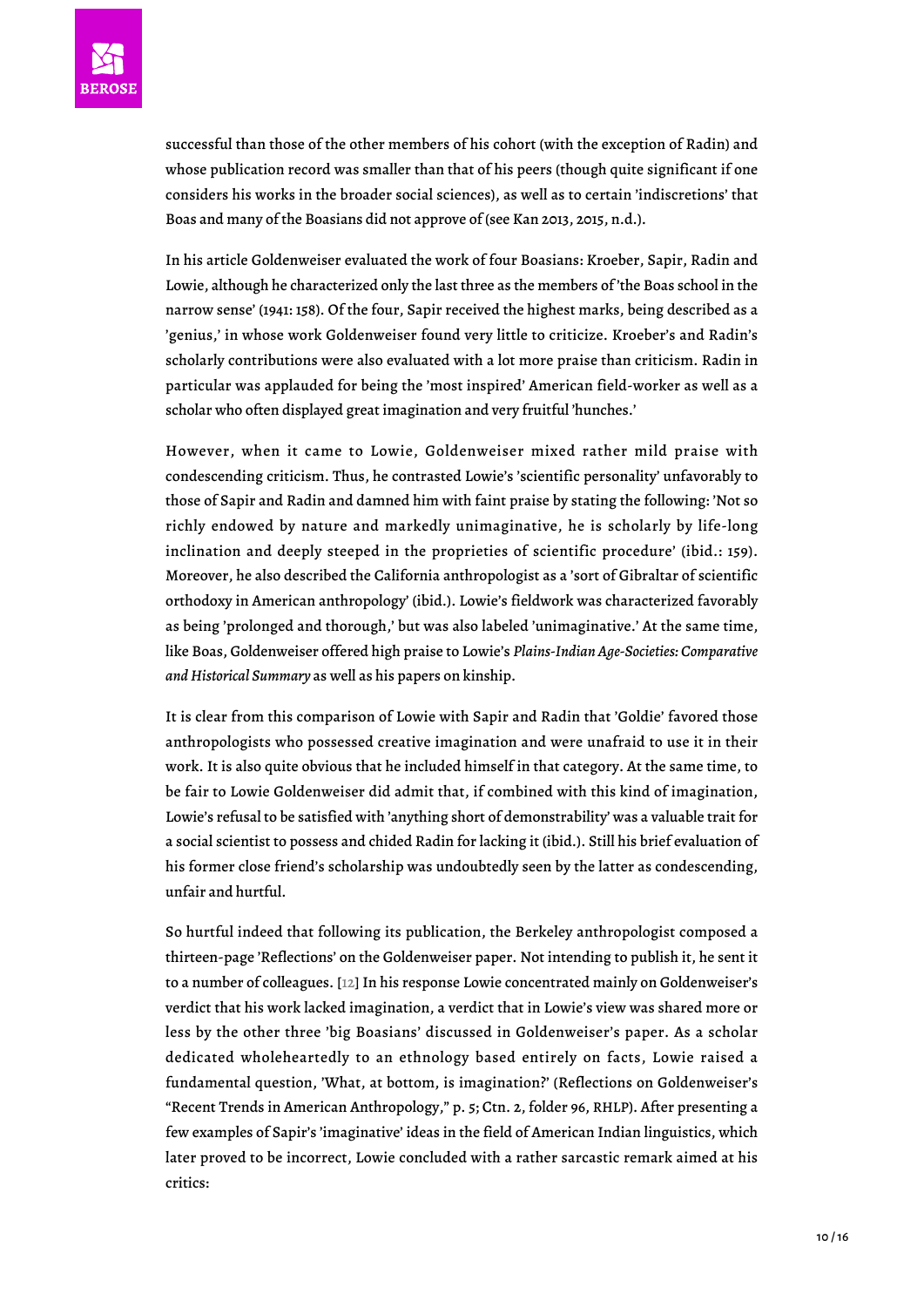successful than those of the other members of his cohort (with the exception of Radin) and whose publication record was smaller than that of his peers (though quite significant if one considers his works in the broader social sciences), as well as to certain 'indiscretions' that Boas and many of the Boasians did not approve of (see Kan 2013, 2015, n.d.).

In his article Goldenweiser evaluated the work of four Boasians: Kroeber, Sapir, Radin and Lowie, although he characterized only the last three as the members of 'the Boas school in the narrow sense' (1941: 158). Of the four, Sapir received the highest marks, being described as a 'genius,' in whose work Goldenweiser found very little to criticize. Kroeber's and Radin's scholarly contributions were also evaluated with a lot more praise than criticism. Radin in particular was applauded for being the 'most inspired' American field-worker as well as a scholar who often displayed great imagination and very fruitful 'hunches.'

However, when it came to Lowie, Goldenweiser mixed rather mild praise with condescending criticism. Thus, he contrasted Lowie's 'scientific personality' unfavorably to those of Sapir and Radin and damned him with faint praise by stating the following: 'Not so richly endowed by nature and markedly unimaginative, he is scholarly by life-long inclination and deeply steeped in the proprieties of scientific procedure' (ibid.: 159). Moreover, he also described the California anthropologist as a 'sort of Gibraltar of scientific orthodoxy in American anthropology' (ibid.). Lowie's fieldwork was characterized favorably as being 'prolonged and thorough,' but was also labeled 'unimaginative.' At the same time, like Boas, Goldenweiser offered high praise to Lowie's *Plains-Indian Age-Societies: Comparative and Historical Summary* as well as his papers on kinship.

It is clear from this comparison of Lowie with Sapir and Radin that 'Goldie' favored those anthropologists who possessed creative imagination and were unafraid to use it in their work. It is also quite obvious that he included himself in that category. At the same time, to be fair to Lowie Goldenweiser did admit that, if combined with this kind of imagination, Lowie's refusal to be satisfied with 'anything short of demonstrability' was a valuable trait for a social scientist to possess and chided Radin for lacking it (ibid.). Still his brief evaluation of his former close friend's scholarship was undoubtedly seen by the latter as condescending, unfair and hurtful.

So hurtful indeed that following its publication, the Berkeley anthropologist composed a thirteen-page 'Reflections' on the Goldenweiser paper. Not intending to publish it, he sent it to a number of colleagues. [12] In his response Lowie concentrated mainly on Goldenweiser's verdict that his work lacked imagination, a verdict that in Lowie's view was shared more or less by the other three 'big Boasians' discussed in Goldenweiser's paper. As a scholar dedicated wholeheartedly to an ethnology based entirely on facts, Lowie raised a fundamental question, 'What, at bottom, is imagination?' (Reflections on Goldenweiser's "Recent Trends in American Anthropology," p. 5; Ctn. 2, folder 96, RHLP). After presenting a few examples of Sapir's 'imaginative' ideas in the field of American Indian linguistics, which later proved to be incorrect, Lowie concluded with a rather sarcastic remark aimed at his critics: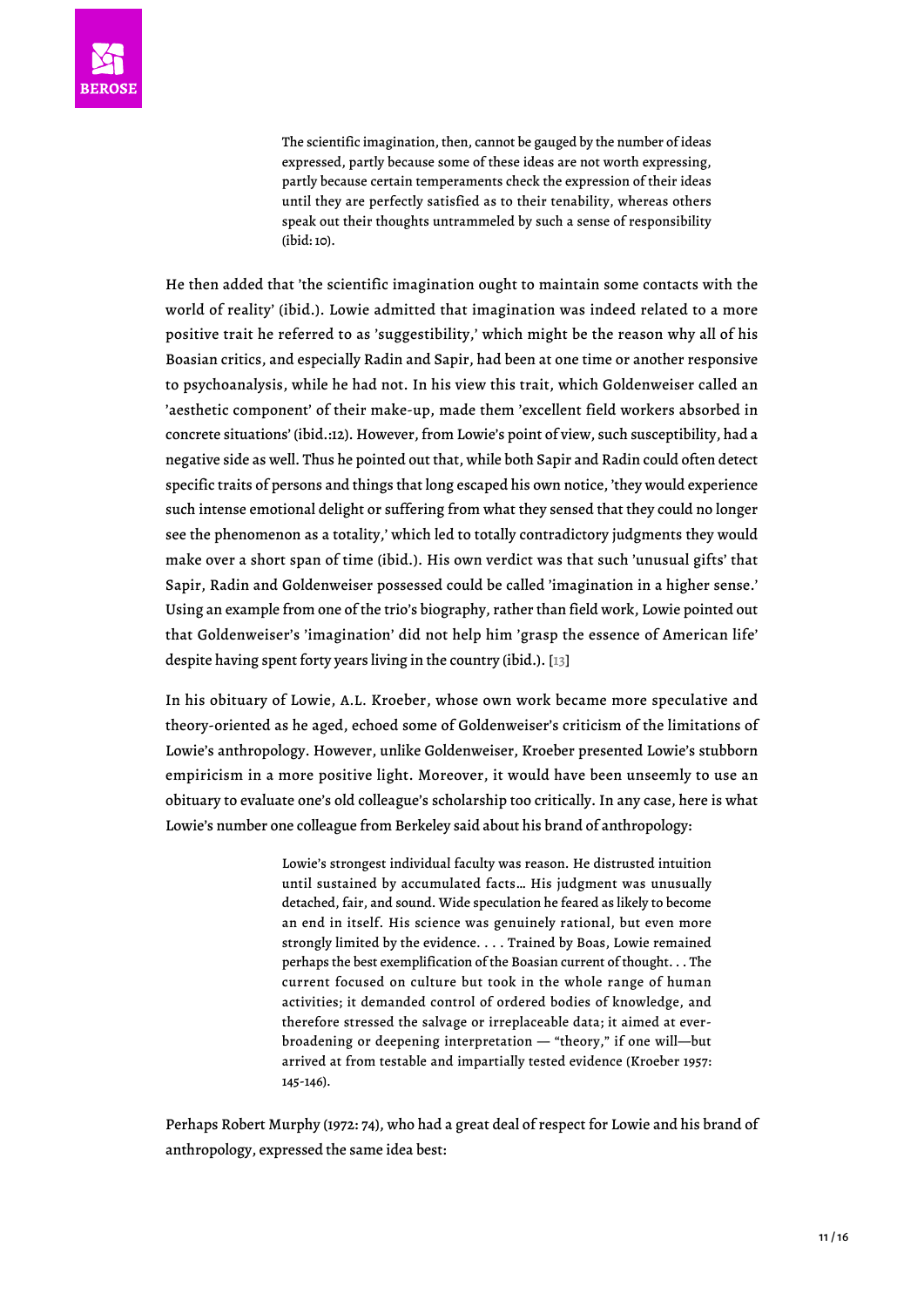> The scientific imagination, then, cannot be gauged by the number of ideas expressed, partly because some of these ideas are not worth expressing, partly because certain temperaments check the expression of their ideas until they are perfectly satisfied as to their tenability, whereas others speak out their thoughts untrammeled by such a sense of responsibility (ibid: 10).

He then added that 'the scientific imagination ought to maintain some contacts with the world of reality' (ibid.). Lowie admitted that imagination was indeed related to a more positive trait he referred to as 'suggestibility,' which might be the reason why all of his Boasian critics, and especially Radin and Sapir, had been at one time or another responsive to psychoanalysis, while he had not. In his view this trait, which Goldenweiser called an 'aesthetic component' of their make-up, made them 'excellent field workers absorbed in concrete situations' (ibid.:12). However, from Lowie's point of view, such susceptibility, had a negative side as well. Thus he pointed out that, while both Sapir and Radin could often detect specific traits of persons and things that long escaped his own notice, 'they would experience such intense emotional delight or suffering from what they sensed that they could no longer see the phenomenon as a totality,' which led to totally contradictory judgments they would make over a short span of time (ibid.). His own verdict was that such 'unusual gifts' that Sapir, Radin and Goldenweiser possessed could be called 'imagination in a higher sense.' Using an example from one of the trio's biography, rather than field work, Lowie pointed out that Goldenweiser's 'imagination' did not help him 'grasp the essence of American life' despite having spent forty years living in the country (ibid.). [13]

In his obituary of Lowie, A.L. Kroeber, whose own work became more speculative and theory-oriented as he aged, echoed some of Goldenweiser's criticism of the limitations of Lowie's anthropology. However, unlike Goldenweiser, Kroeber presented Lowie's stubborn empiricism in a more positive light. Moreover, it would have been unseemly to use an obituary to evaluate one's old colleague's scholarship too critically. In any case, here is what Lowie's number one colleague from Berkeley said about his brand of anthropology:

> Lowie's strongest individual faculty was reason. He distrusted intuition until sustained by accumulated facts… His judgment was unusually detached, fair, and sound. Wide speculation he feared as likely to become an end in itself. His science was genuinely rational, but even more strongly limited by the evidence. . . . Trained by Boas, Lowie remained perhaps the best exemplification of the Boasian current of thought. . . The current focused on culture but took in the whole range of human activities; it demanded control of ordered bodies of knowledge, and therefore stressed the salvage or irreplaceable data; it aimed at ever-broadening or deepening interpretation — "theory," if one will—but arrived at from testable and impartially tested evidence (Kroeber 1957: 145-146).

Perhaps Robert Murphy (1972: 74), who had a great deal of respect for Lowie and his brand of anthropology, expressed the same idea best: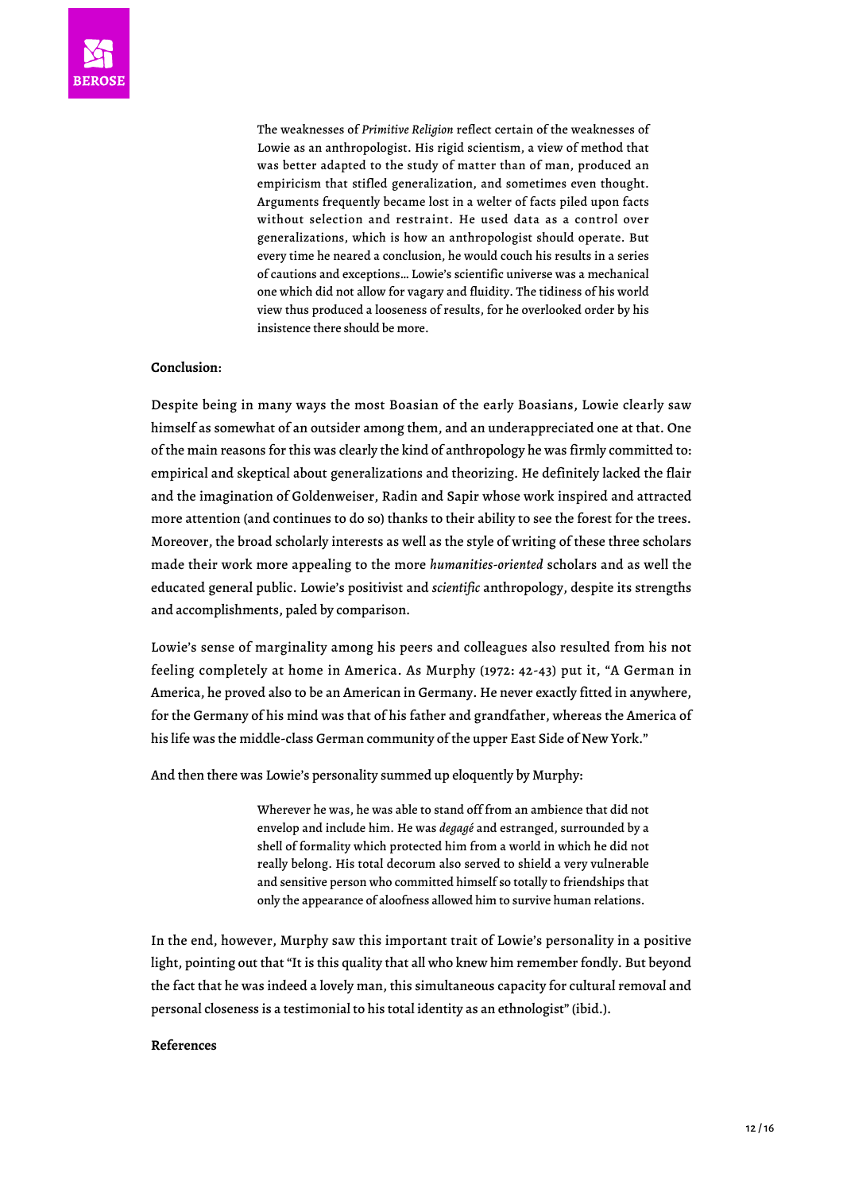> The weaknesses of *Primitive Religion* reflect certain of the weaknesses of Lowie as an anthropologist. His rigid scientism, a view of method that was better adapted to the study of matter than of man, produced an empiricism that stifled generalization, and sometimes even thought. Arguments frequently became lost in a welter of facts piled upon facts without selection and restraint. He used data as a control over generalizations, which is how an anthropologist should operate. But every time he neared a conclusion, he would couch his results in a series of cautions and exceptions… Lowie's scientific universe was a mechanical one which did not allow for vagary and fluidity. The tidiness of his world view thus produced a looseness of results, for he overlooked order by his insistence there should be more.

**Conclusion:**

Despite being in many ways the most Boasian of the early Boasians, Lowie clearly saw himself as somewhat of an outsider among them, and an underappreciated one at that. One of the main reasons for this was clearly the kind of anthropology he was firmly committed to: empirical and skeptical about generalizations and theorizing. He definitely lacked the flair and the imagination of Goldenweiser, Radin and Sapir whose work inspired and attracted more attention (and continues to do so) thanks to their ability to see the forest for the trees. Moreover, the broad scholarly interests as well as the style of writing of these three scholars made their work more appealing to the more *humanities-oriented* scholars and as well the educated general public. Lowie's positivist and *scientific* anthropology, despite its strengths and accomplishments, paled by comparison.

Lowie's sense of marginality among his peers and colleagues also resulted from his not feeling completely at home in America. As Murphy (1972: 42-43) put it, "A German in America, he proved also to be an American in Germany. He never exactly fitted in anywhere, for the Germany of his mind was that of his father and grandfather, whereas the America of his life was the middle-class German community of the upper East Side of New York."

And then there was Lowie's personality summed up eloquently by Murphy:

> Wherever he was, he was able to stand off from an ambience that did not envelop and include him. He was *degagé* and estranged, surrounded by a shell of formality which protected him from a world in which he did not really belong. His total decorum also served to shield a very vulnerable and sensitive person who committed himself so totally to friendships that only the appearance of aloofness allowed him to survive human relations.

In the end, however, Murphy saw this important trait of Lowie's personality in a positive light, pointing out that "It is this quality that all who knew him remember fondly. But beyond the fact that he was indeed a lovely man, this simultaneous capacity for cultural removal and personal closeness is a testimonial to his total identity as an ethnologist" (ibid.).

**References**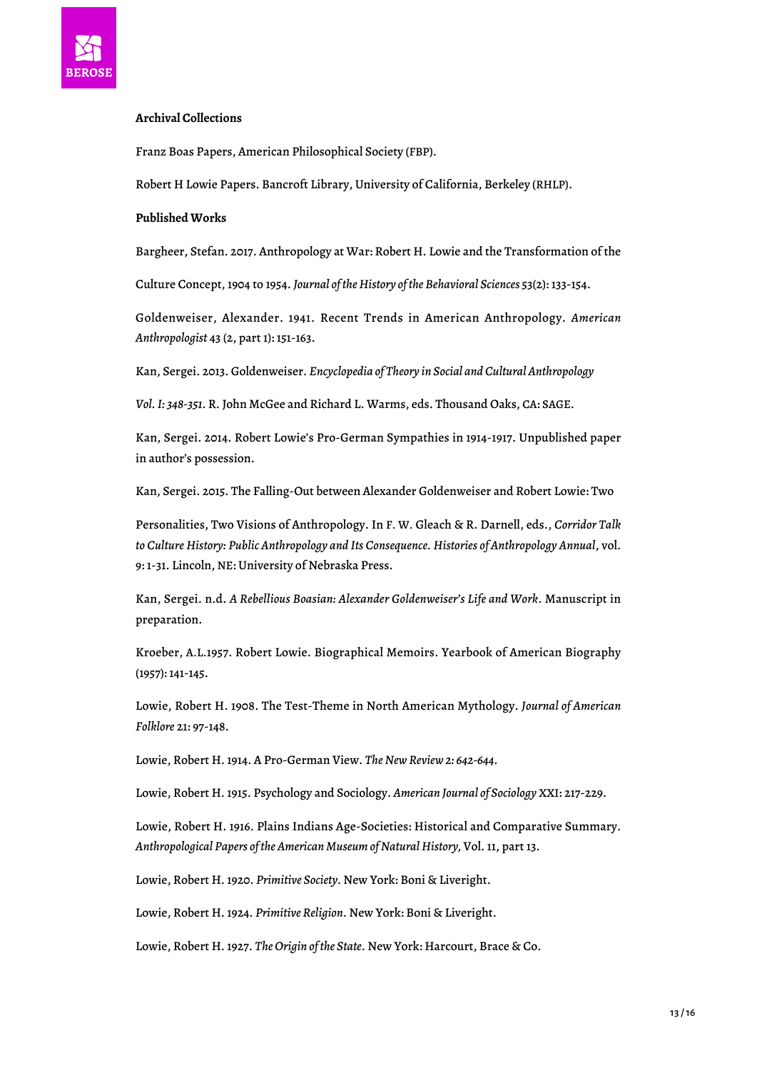**Archival Collections**

Franz Boas Papers, American Philosophical Society (FBP).

Robert H Lowie Papers. Bancroft Library, University of California, Berkeley (RHLP).

**Published Works**

Bargheer, Stefan. 2017. Anthropology at War: Robert H. Lowie and the Transformation of the Culture Concept, 1904 to 1954. *Journal of the History of the Behavioral Sciences* 53(2): 133-154.

Goldenweiser, Alexander. 1941. Recent Trends in American Anthropology. *American Anthropologist* 43 (2, part 1): 151-163.

Kan, Sergei. 2013. Goldenweiser. *Encyclopedia of Theory in Social and Cultural Anthropology Vol. I: 348-351*. R. John McGee and Richard L. Warms, eds. Thousand Oaks, CA: SAGE.

Kan, Sergei. 2014. Robert Lowie's Pro-German Sympathies in 1914-1917. Unpublished paper in author's possession.

Kan, Sergei. 2015. The Falling-Out between Alexander Goldenweiser and Robert Lowie: Two Personalities, Two Visions of Anthropology. In F. W. Gleach & R. Darnell, eds., *Corridor Talk to Culture History: Public Anthropology and Its Consequence. Histories of Anthropology Annual*, vol. 9: 1-31. Lincoln, NE: University of Nebraska Press.

Kan, Sergei. n.d. *A Rebellious Boasian: Alexander Goldenweiser's Life and Work*. Manuscript in preparation.

Kroeber, A.L.1957. Robert Lowie. Biographical Memoirs. Yearbook of American Biography (1957): 141-145.

Lowie, Robert H. 1908. The Test-Theme in North American Mythology. *Journal of American Folklore* 21: 97-148.

Lowie, Robert H. 1914. A Pro-German View. *The New Review 2: 642-644*.

Lowie, Robert H. 1915. Psychology and Sociology. *American Journal of Sociology* XXI: 217-229.

Lowie, Robert H. 1916. Plains Indians Age-Societies: Historical and Comparative Summary. *Anthropological Papers of the American Museum of Natural History*, Vol. 11, part 13.

Lowie, Robert H. 1920. *Primitive Society*. New York: Boni & Liveright.

Lowie, Robert H. 1924. *Primitive Religion*. New York: Boni & Liveright.

Lowie, Robert H. 1927. *The Origin of the State*. New York: Harcourt, Brace & Co.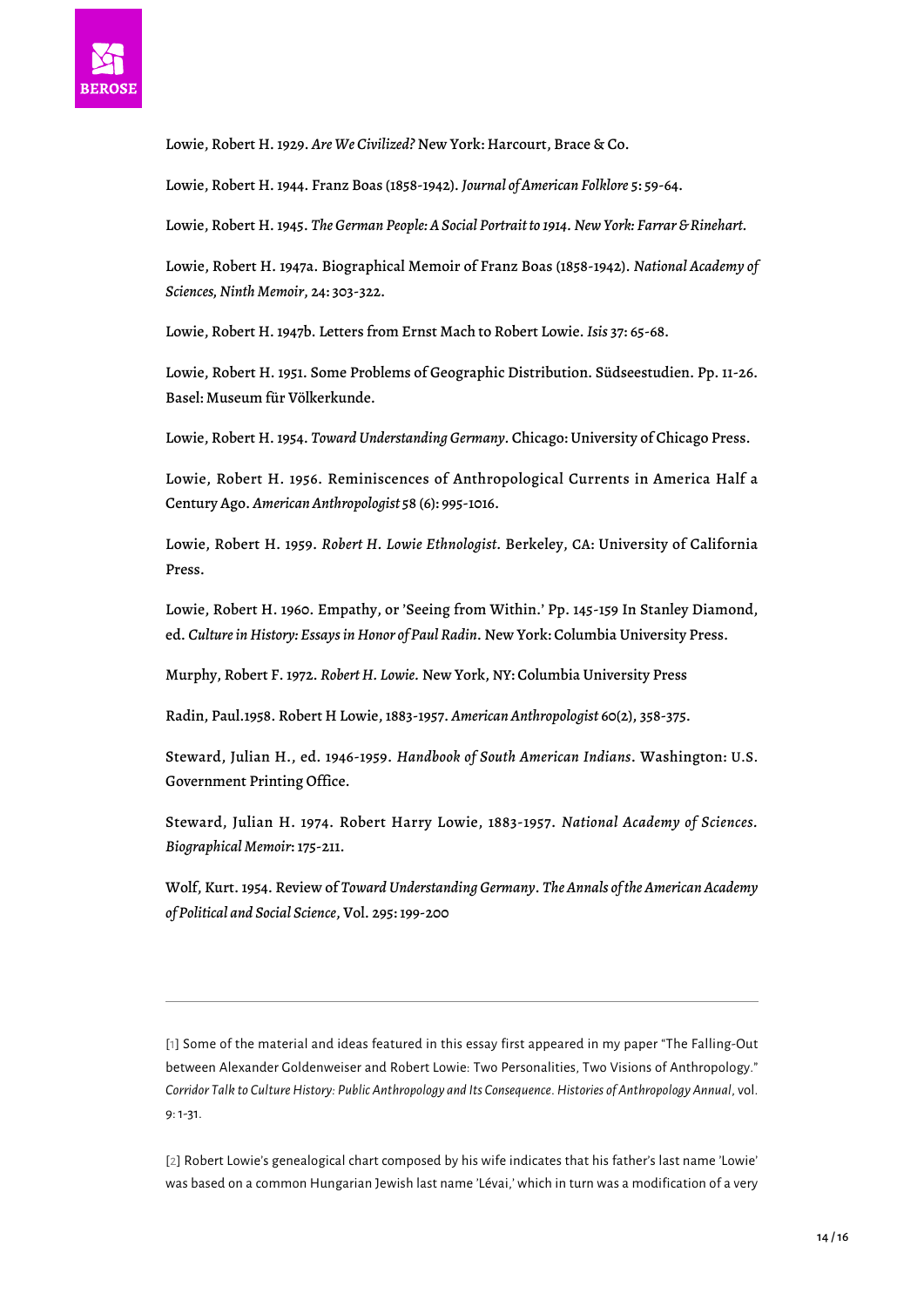Lowie, Robert H. 1929. *Are We Civilized?* New York: Harcourt, Brace & Co.

Lowie, Robert H. 1944. Franz Boas (1858-1942). *Journal of American Folklore* 5: 59-64.

Lowie, Robert H. 1945. *The German People: A Social Portrait to 1914. New York: Farrar & Rinehart.*

Lowie, Robert H. 1947a. Biographical Memoir of Franz Boas (1858-1942). *National Academy of Sciences, Ninth Memoir*, 24: 303-322.

Lowie, Robert H. 1947b. Letters from Ernst Mach to Robert Lowie. *Isis* 37: 65-68.

Lowie, Robert H. 1951. Some Problems of Geographic Distribution. Südseestudien. Pp. 11-26. Basel: Museum für Völkerkunde.

Lowie, Robert H. 1954. *Toward Understanding Germany*. Chicago: University of Chicago Press.

Lowie, Robert H. 1956. Reminiscences of Anthropological Currents in America Half a Century Ago. *American Anthropologist* 58 (6): 995-1016.

Lowie, Robert H. 1959. *Robert H. Lowie Ethnologist*. Berkeley, CA: University of California Press.

Lowie, Robert H. 1960. Empathy, or 'Seeing from Within.' Pp. 145-159 In Stanley Diamond, ed. *Culture in History: Essays in Honor of Paul Radin*. New York: Columbia University Press.

Murphy, Robert F. 1972. *Robert H. Lowie.* New York, NY: Columbia University Press

Radin, Paul.1958. Robert H Lowie, 1883-1957. *American Anthropologist* 60(2), 358-375.

Steward, Julian H., ed. 1946-1959. *Handbook of South American Indians*. Washington: U.S. Government Printing Office.

Steward, Julian H. 1974. Robert Harry Lowie, 1883-1957. *National Academy of Sciences. Biographical Memoir*: 175-211.

Wolf, Kurt. 1954. Review of *Toward Understanding Germany*. *The Annals of the American Academy of Political and Social Science*, Vol. 295: 199-200

---

[1] Some of the material and ideas featured in this essay first appeared in my paper "The Falling-Out between Alexander Goldenweiser and Robert Lowie: Two Personalities, Two Visions of Anthropology." *Corridor Talk to Culture History: Public Anthropology and Its Consequence. Histories of Anthropology Annual*, vol. 9: 1-31.

[2] Robert Lowie's genealogical chart composed by his wife indicates that his father's last name 'Lowie' was based on a common Hungarian Jewish last name 'Lévai,' which in turn was a modification of a very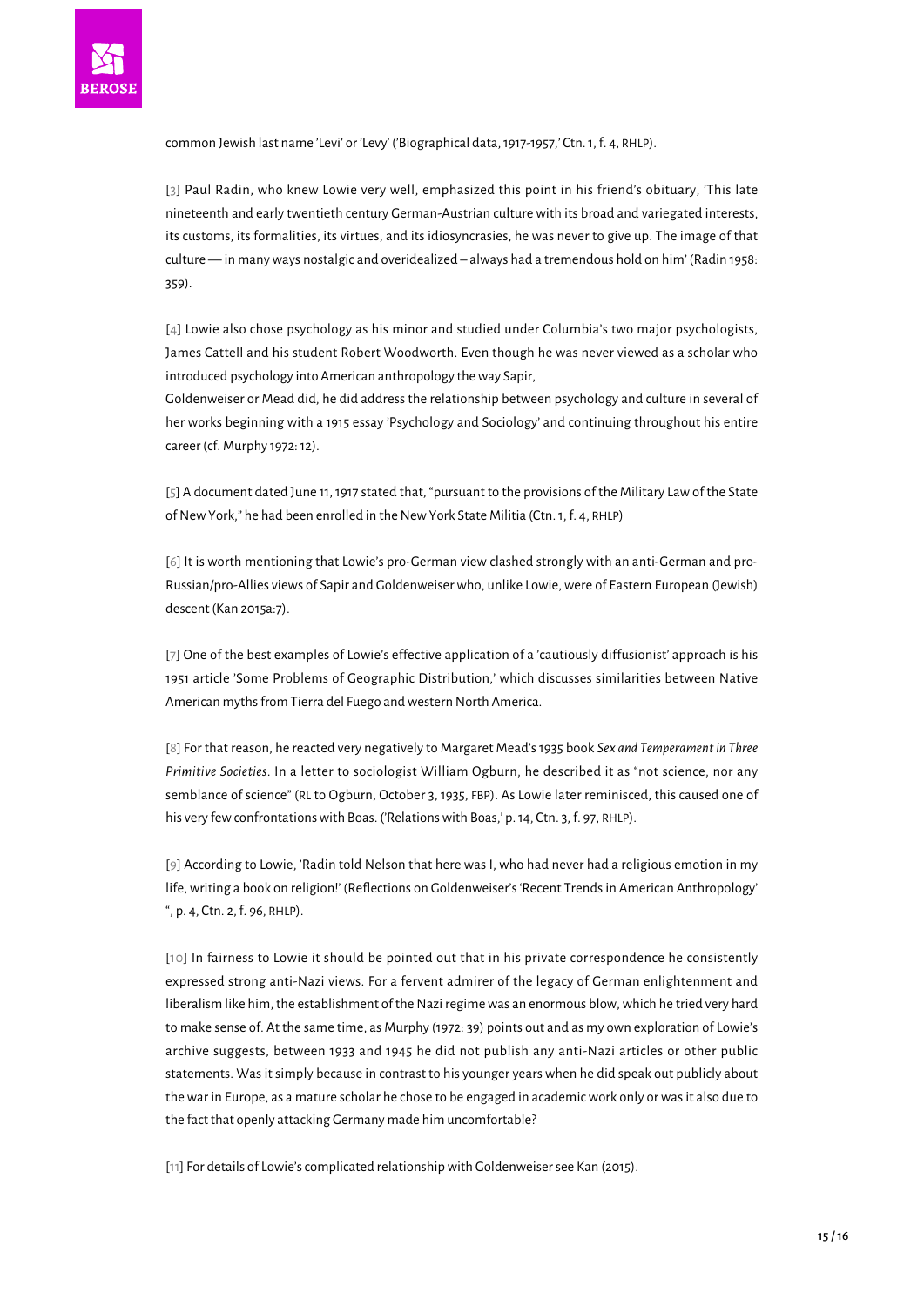common Jewish last name 'Levi' or 'Levy' ('Biographical data, 1917-1957,' Ctn. 1, f. 4, RHLP).

[3] Paul Radin, who knew Lowie very well, emphasized this point in his friend's obituary, 'This late nineteenth and early twentieth century German-Austrian culture with its broad and variegated interests, its customs, its formalities, its virtues, and its idiosyncrasies, he was never to give up. The image of that culture — in many ways nostalgic and overidealized – always had a tremendous hold on him' (Radin 1958: 359).

[4] Lowie also chose psychology as his minor and studied under Columbia's two major psychologists, James Cattell and his student Robert Woodworth. Even though he was never viewed as a scholar who introduced psychology into American anthropology the way Sapir, Goldenweiser or Mead did, he did address the relationship between psychology and culture in several of her works beginning with a 1915 essay 'Psychology and Sociology' and continuing throughout his entire career (cf. Murphy 1972: 12).

[5] A document dated June 11, 1917 stated that, "pursuant to the provisions of the Military Law of the State of New York," he had been enrolled in the New York State Militia (Ctn. 1, f. 4, RHLP)

[6] It is worth mentioning that Lowie's pro-German view clashed strongly with an anti-German and pro-Russian/pro-Allies views of Sapir and Goldenweiser who, unlike Lowie, were of Eastern European (Jewish) descent (Kan 2015a:7).

[7] One of the best examples of Lowie's effective application of a 'cautiously diffusionist' approach is his 1951 article 'Some Problems of Geographic Distribution,' which discusses similarities between Native American myths from Tierra del Fuego and western North America.

[8] For that reason, he reacted very negatively to Margaret Mead's 1935 book *Sex and Temperament in Three Primitive Societies*. In a letter to sociologist William Ogburn, he described it as "not science, nor any semblance of science" (RL to Ogburn, October 3, 1935, FBP). As Lowie later reminisced, this caused one of his very few confrontations with Boas. ('Relations with Boas,' p. 14, Ctn. 3, f. 97, RHLP).

[9] According to Lowie, 'Radin told Nelson that here was I, who had never had a religious emotion in my life, writing a book on religion!' (Reflections on Goldenweiser's 'Recent Trends in American Anthropology' ", p. 4, Ctn. 2, f. 96, RHLP).

[10] In fairness to Lowie it should be pointed out that in his private correspondence he consistently expressed strong anti-Nazi views. For a fervent admirer of the legacy of German enlightenment and liberalism like him, the establishment of the Nazi regime was an enormous blow, which he tried very hard to make sense of. At the same time, as Murphy (1972: 39) points out and as my own exploration of Lowie's archive suggests, between 1933 and 1945 he did not publish any anti-Nazi articles or other public statements. Was it simply because in contrast to his younger years when he did speak out publicly about the war in Europe, as a mature scholar he chose to be engaged in academic work only or was it also due to the fact that openly attacking Germany made him uncomfortable?

[11] For details of Lowie's complicated relationship with Goldenweiser see Kan (2015).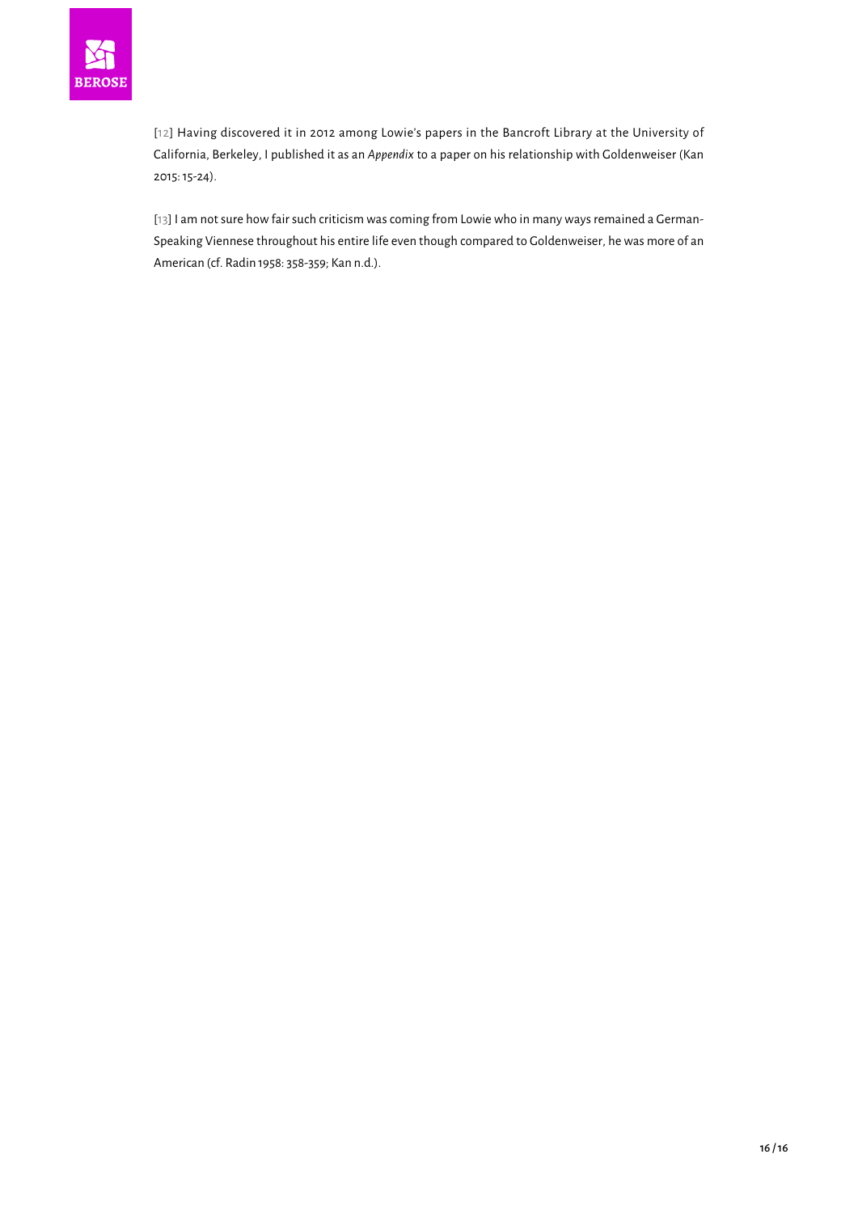[12] Having discovered it in 2012 among Lowie's papers in the Bancroft Library at the University of California, Berkeley, I published it as an *Appendix* to a paper on his relationship with Goldenweiser (Kan 2015: 15-24).

[13] I am not sure how fair such criticism was coming from Lowie who in many ways remained a German-Speaking Viennese throughout his entire life even though compared to Goldenweiser, he was more of an American (cf. Radin 1958: 358-359; Kan n.d.).